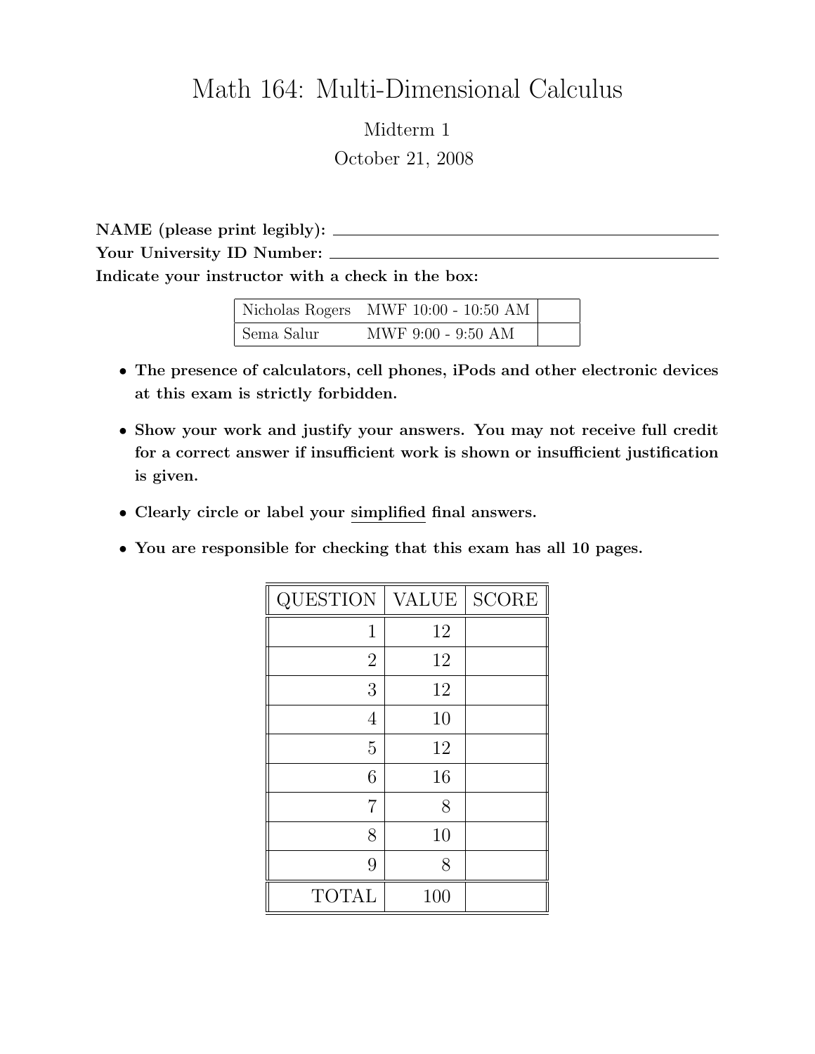# Math 164: Multi-Dimensional Calculus

## Midterm 1

October 21, 2008

**NAME (please print legibly):** ______________________________

**Your University ID Number:** ______________________________

**Indicate your instructor with a check in the box:**

| | | |
|---|---|---|
| Nicholas Rogers | MWF 10:00 - 10:50 AM | |
| Sema Salur | MWF 9:00 - 9:50 AM | |

- **The presence of calculators, cell phones, iPods and other electronic devices at this exam is strictly forbidden.**
- **Show your work and justify your answers. You may not receive full credit for a correct answer if insufficient work is shown or insufficient justification is given.**
- **Clearly circle or label your simplified final answers.**
- **You are responsible for checking that this exam has all 10 pages.**

| QUESTION | VALUE | SCORE |
|---|---|---|
| 1 | 12 | |
| 2 | 12 | |
| 3 | 12 | |
| 4 | 10 | |
| 5 | 12 | |
| 6 | 16 | |
| 7 | 8 | |
| 8 | 10 | |
| 9 | 8 | |
| TOTAL | 100 | |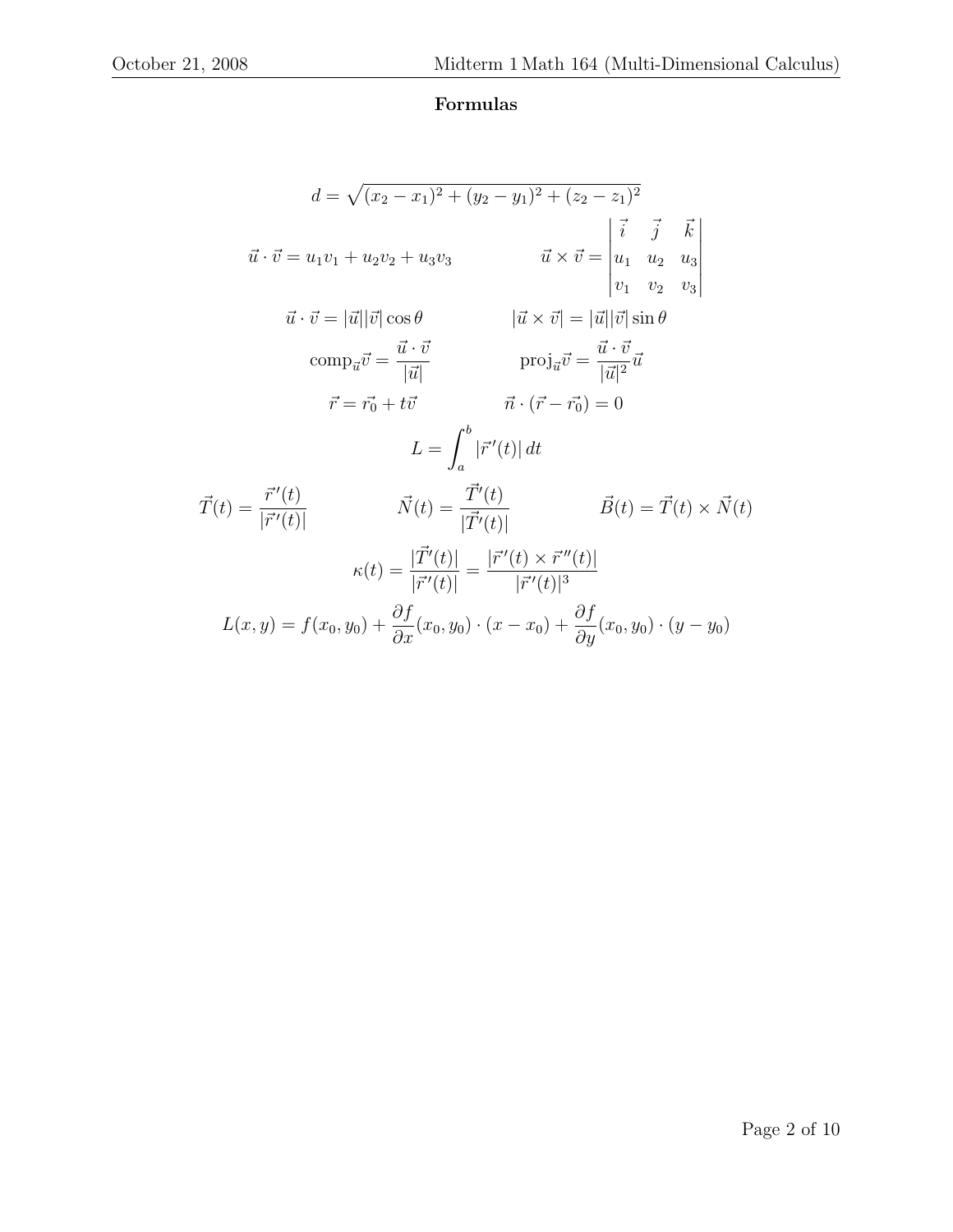**Formulas**

$$d = \sqrt{(x_2 - x_1)^2 + (y_2 - y_1)^2 + (z_2 - z_1)^2}$$

$$\vec{u} \cdot \vec{v} = u_1 v_1 + u_2 v_2 + u_3 v_3 \qquad \vec{u} \times \vec{v} = \begin{vmatrix} \vec{i} & \vec{j} & \vec{k} \\ u_1 & u_2 & u_3 \\ v_1 & v_2 & v_3 \end{vmatrix}$$

$$\vec{u} \cdot \vec{v} = |\vec{u}||\vec{v}| \cos\theta \qquad |\vec{u} \times \vec{v}| = |\vec{u}||\vec{v}| \sin\theta$$

$$\text{comp}_{\vec{u}}\vec{v} = \frac{\vec{u} \cdot \vec{v}}{|\vec{u}|} \qquad \text{proj}_{\vec{u}}\vec{v} = \frac{\vec{u} \cdot \vec{v}}{|\vec{u}|^2}\vec{u}$$

$$\vec{r} = \vec{r_0} + t\vec{v} \qquad \vec{n} \cdot (\vec{r} - \vec{r_0}) = 0$$

$$L = \int_a^b |\vec{r}\,'(t)|\, dt$$

$$\vec{T}(t) = \frac{\vec{r}\,'(t)}{|\vec{r}\,'(t)|} \qquad \vec{N}(t) = \frac{\vec{T}'(t)}{|\vec{T}'(t)|} \qquad \vec{B}(t) = \vec{T}(t) \times \vec{N}(t)$$

$$\kappa(t) = \frac{|\vec{T}'(t)|}{|\vec{r}\,'(t)|} = \frac{|\vec{r}\,'(t) \times \vec{r}\,''(t)|}{|\vec{r}\,'(t)|^3}$$

$$L(x, y) = f(x_0, y_0) + \frac{\partial f}{\partial x}(x_0, y_0) \cdot (x - x_0) + \frac{\partial f}{\partial y}(x_0, y_0) \cdot (y - y_0)$$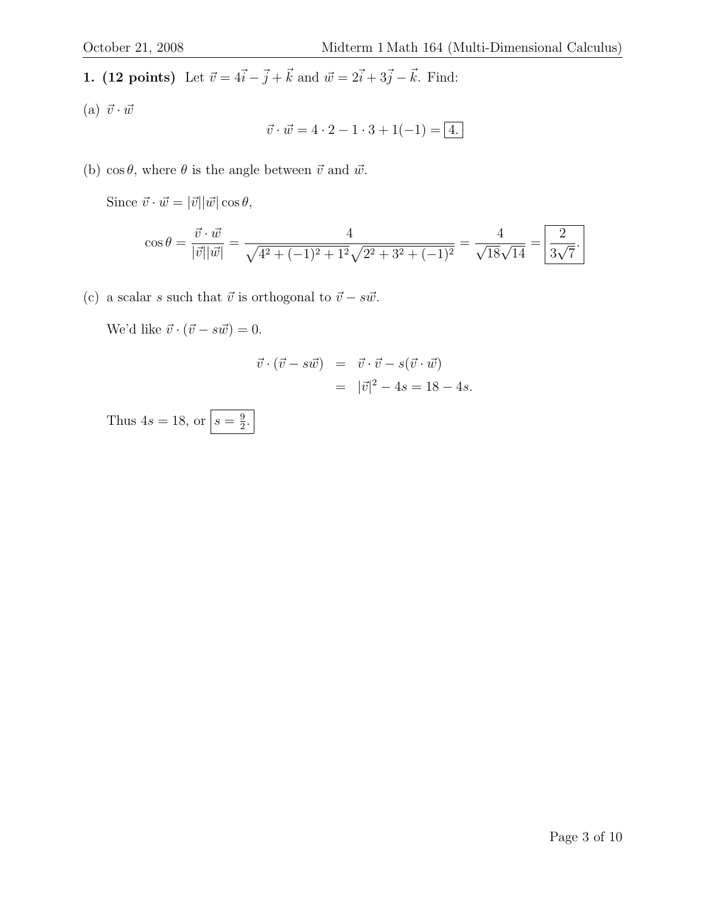**1. (12 points)** Let $\vec{v} = 4\vec{i} - \vec{j} + \vec{k}$ and $\vec{w} = 2\vec{i} + 3\vec{j} - \vec{k}$. Find:

(a) $\vec{v} \cdot \vec{w}$

$$\vec{v} \cdot \vec{w} = 4 \cdot 2 - 1 \cdot 3 + 1(-1) = \boxed{4.}$$

(b) $\cos\theta$, where $\theta$ is the angle between $\vec{v}$ and $\vec{w}$.

Since $\vec{v} \cdot \vec{w} = |\vec{v}||\vec{w}| \cos\theta$,

$$\cos\theta = \frac{\vec{v} \cdot \vec{w}}{|\vec{v}||\vec{w}|} = \frac{4}{\sqrt{4^2 + (-1)^2 + 1^2}\sqrt{2^2 + 3^2 + (-1)^2}} = \frac{4}{\sqrt{18}\sqrt{14}} = \boxed{\frac{2}{3\sqrt{7}}.}$$

(c) a scalar $s$ such that $\vec{v}$ is orthogonal to $\vec{v} - s\vec{w}$.

We'd like $\vec{v} \cdot (\vec{v} - s\vec{w}) = 0$.

$$\begin{aligned} \vec{v} \cdot (\vec{v} - s\vec{w}) &= \vec{v} \cdot \vec{v} - s(\vec{v} \cdot \vec{w}) \\ &= |\vec{v}|^2 - 4s = 18 - 4s. \end{aligned}$$

Thus $4s = 18$, or $\boxed{s = \frac{9}{2}.}$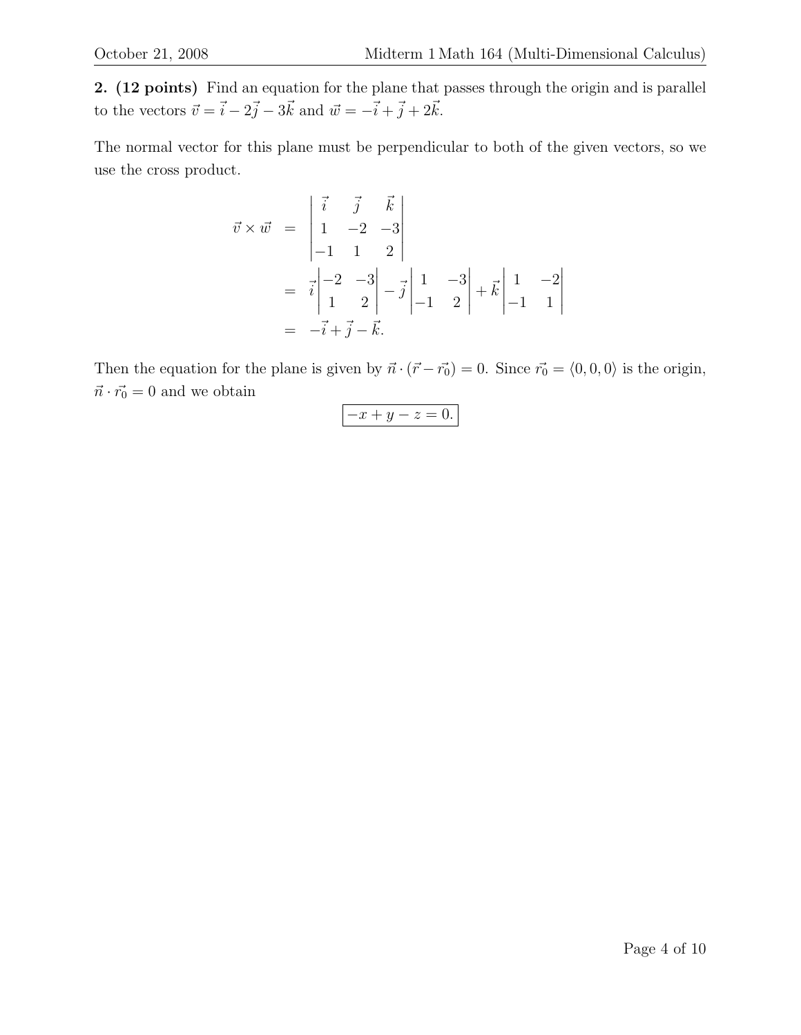**2. (12 points)** Find an equation for the plane that passes through the origin and is parallel to the vectors $\vec{v} = \vec{i} - 2\vec{j} - 3\vec{k}$ and $\vec{w} = -\vec{i} + \vec{j} + 2\vec{k}$.

The normal vector for this plane must be perpendicular to both of the given vectors, so we use the cross product.

$$
\begin{aligned}
\vec{v} \times \vec{w} &= \begin{vmatrix} \vec{i} & \vec{j} & \vec{k} \\ 1 & -2 & -3 \\ -1 & 1 & 2 \end{vmatrix} \\
&= \vec{i} \begin{vmatrix} -2 & -3 \\ 1 & 2 \end{vmatrix} - \vec{j} \begin{vmatrix} 1 & -3 \\ -1 & 2 \end{vmatrix} + \vec{k} \begin{vmatrix} 1 & -2 \\ -1 & 1 \end{vmatrix} \\
&= -\vec{i} + \vec{j} - \vec{k}.
\end{aligned}
$$

Then the equation for the plane is given by $\vec{n} \cdot (\vec{r} - \vec{r_0}) = 0$. Since $\vec{r_0} = \langle 0, 0, 0 \rangle$ is the origin, $\vec{n} \cdot \vec{r_0} = 0$ and we obtain

$$\boxed{-x + y - z = 0.}$$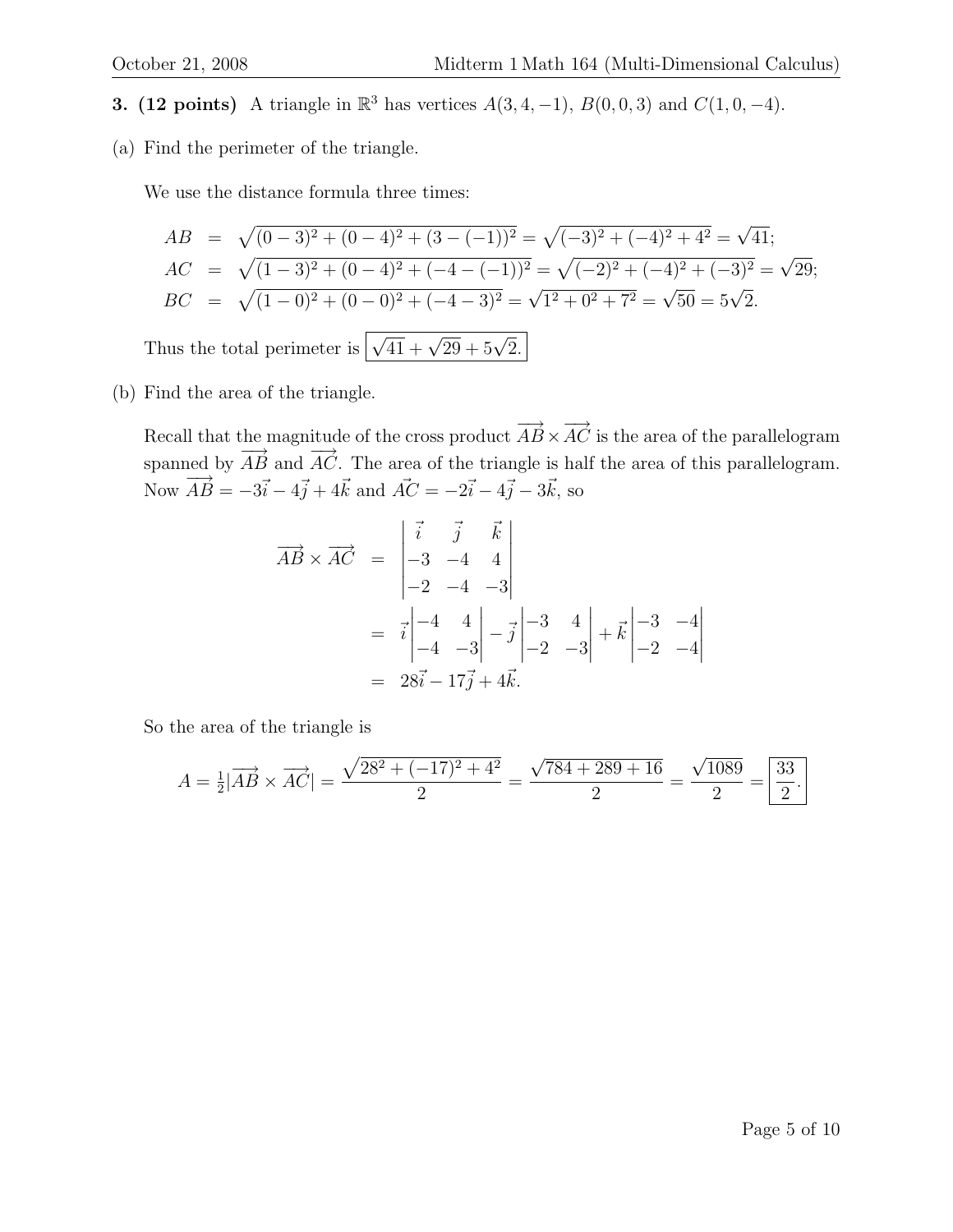**3. (12 points)** A triangle in $\mathbb{R}^3$ has vertices $A(3, 4, -1)$, $B(0, 0, 3)$ and $C(1, 0, -4)$.

(a) Find the perimeter of the triangle.

We use the distance formula three times:

$$
\begin{aligned}
AB &= \sqrt{(0-3)^2 + (0-4)^2 + (3-(-1))^2} = \sqrt{(-3)^2 + (-4)^2 + 4^2} = \sqrt{41}; \\
AC &= \sqrt{(1-3)^2 + (0-4)^2 + (-4-(-1))^2} = \sqrt{(-2)^2 + (-4)^2 + (-3)^2} = \sqrt{29}; \\
BC &= \sqrt{(1-0)^2 + (0-0)^2 + (-4-3)^2} = \sqrt{1^2 + 0^2 + 7^2} = \sqrt{50} = 5\sqrt{2}.
\end{aligned}
$$

Thus the total perimeter is $\boxed{\sqrt{41} + \sqrt{29} + 5\sqrt{2}.}$

(b) Find the area of the triangle.

Recall that the magnitude of the cross product $\overrightarrow{AB} \times \overrightarrow{AC}$ is the area of the parallelogram spanned by $\overrightarrow{AB}$ and $\overrightarrow{AC}$. The area of the triangle is half the area of this parallelogram. Now $\overrightarrow{AB} = -3\vec{i} - 4\vec{j} + 4\vec{k}$ and $\vec{AC} = -2\vec{i} - 4\vec{j} - 3\vec{k}$, so

$$
\begin{aligned}
\overrightarrow{AB} \times \overrightarrow{AC} &= \begin{vmatrix} \vec{i} & \vec{j} & \vec{k} \\ -3 & -4 & 4 \\ -2 & -4 & -3 \end{vmatrix} \\
&= \vec{i} \begin{vmatrix} -4 & 4 \\ -4 & -3 \end{vmatrix} - \vec{j} \begin{vmatrix} -3 & 4 \\ -2 & -3 \end{vmatrix} + \vec{k} \begin{vmatrix} -3 & -4 \\ -2 & -4 \end{vmatrix} \\
&= 28\vec{i} - 17\vec{j} + 4\vec{k}.
\end{aligned}
$$

So the area of the triangle is

$$
A = \tfrac{1}{2}|\overrightarrow{AB} \times \overrightarrow{AC}| = \frac{\sqrt{28^2 + (-17)^2 + 4^2}}{2} = \frac{\sqrt{784 + 289 + 16}}{2} = \frac{\sqrt{1089}}{2} = \boxed{\frac{33}{2}}.
$$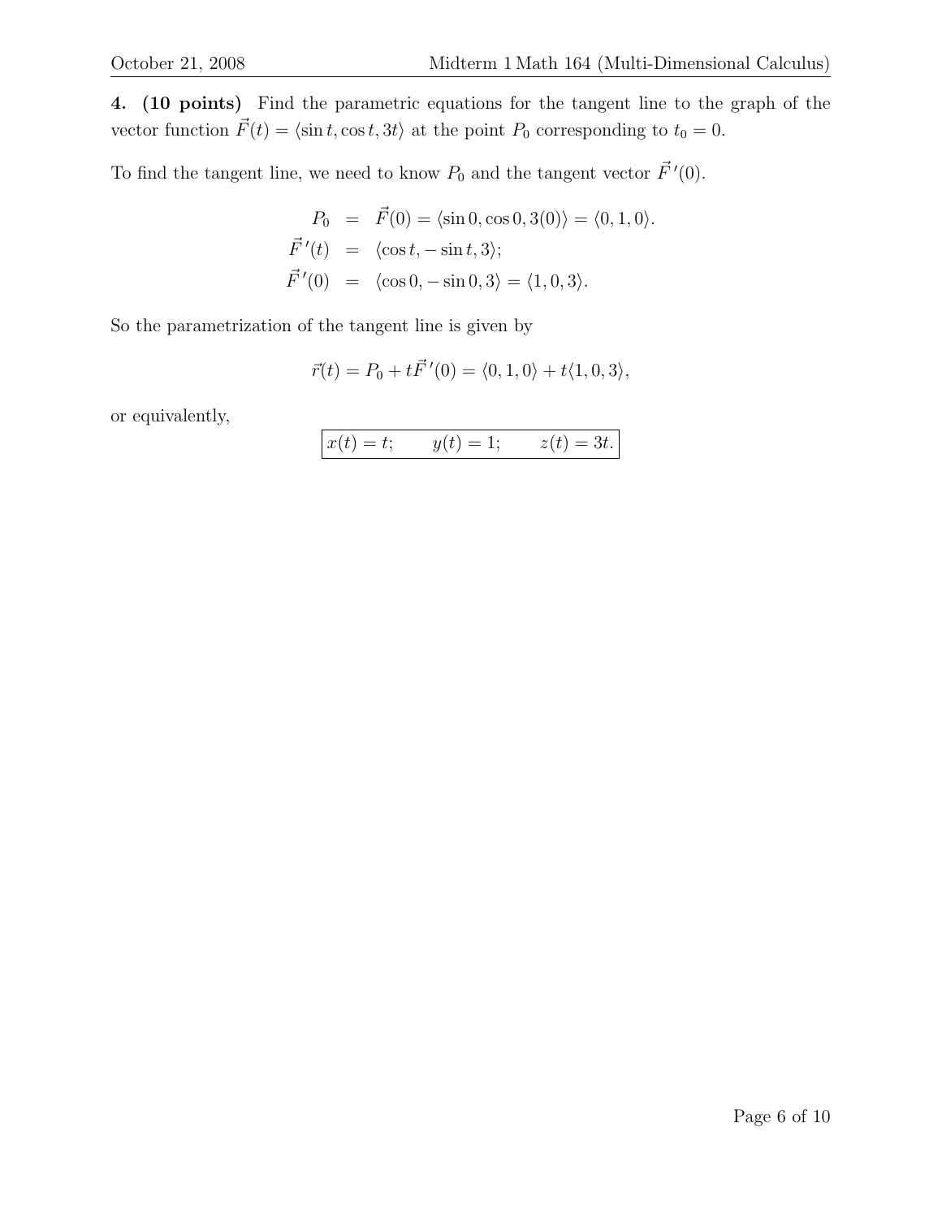**4. (10 points)** Find the parametric equations for the tangent line to the graph of the vector function $\vec{F}(t) = \langle \sin t, \cos t, 3t \rangle$ at the point $P_0$ corresponding to $t_0 = 0$.

To find the tangent line, we need to know $P_0$ and the tangent vector $\vec{F}\,'(0)$.

$$
\begin{aligned}
P_0 &= \vec{F}(0) = \langle \sin 0, \cos 0, 3(0) \rangle = \langle 0, 1, 0 \rangle. \\
\vec{F}\,'(t) &= \langle \cos t, -\sin t, 3 \rangle; \\
\vec{F}\,'(0) &= \langle \cos 0, -\sin 0, 3 \rangle = \langle 1, 0, 3 \rangle.
\end{aligned}
$$

So the parametrization of the tangent line is given by

$$
\vec{r}(t) = P_0 + t\vec{F}\,'(0) = \langle 0, 1, 0 \rangle + t\langle 1, 0, 3 \rangle,
$$

or equivalently,

$$
\boxed{x(t) = t; \qquad y(t) = 1; \qquad z(t) = 3t.}
$$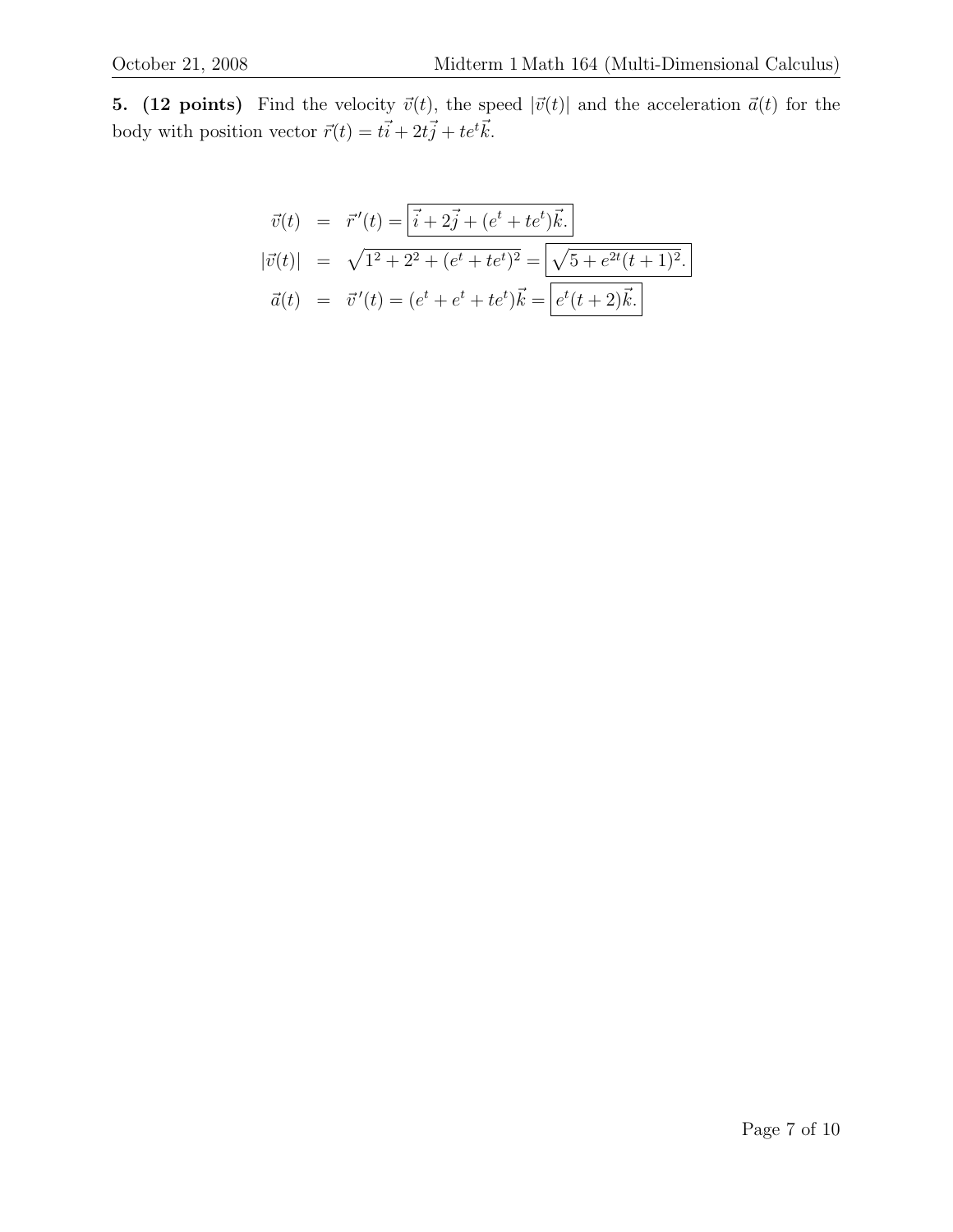**5. (12 points)** Find the velocity $\vec{v}(t)$, the speed $|\vec{v}(t)|$ and the acceleration $\vec{a}(t)$ for the body with position vector $\vec{r}(t) = t\vec{i} + 2t\vec{j} + te^t\vec{k}$.

$$
\begin{aligned}
\vec{v}(t) &= \vec{r}\,'(t) = \boxed{\vec{i} + 2\vec{j} + (e^t + te^t)\vec{k}.} \\
|\vec{v}(t)| &= \sqrt{1^2 + 2^2 + (e^t + te^t)^2} = \boxed{\sqrt{5 + e^{2t}(t+1)^2}.} \\
\vec{a}(t) &= \vec{v}\,'(t) = (e^t + e^t + te^t)\vec{k} = \boxed{e^t(t+2)\vec{k}.}
\end{aligned}
$$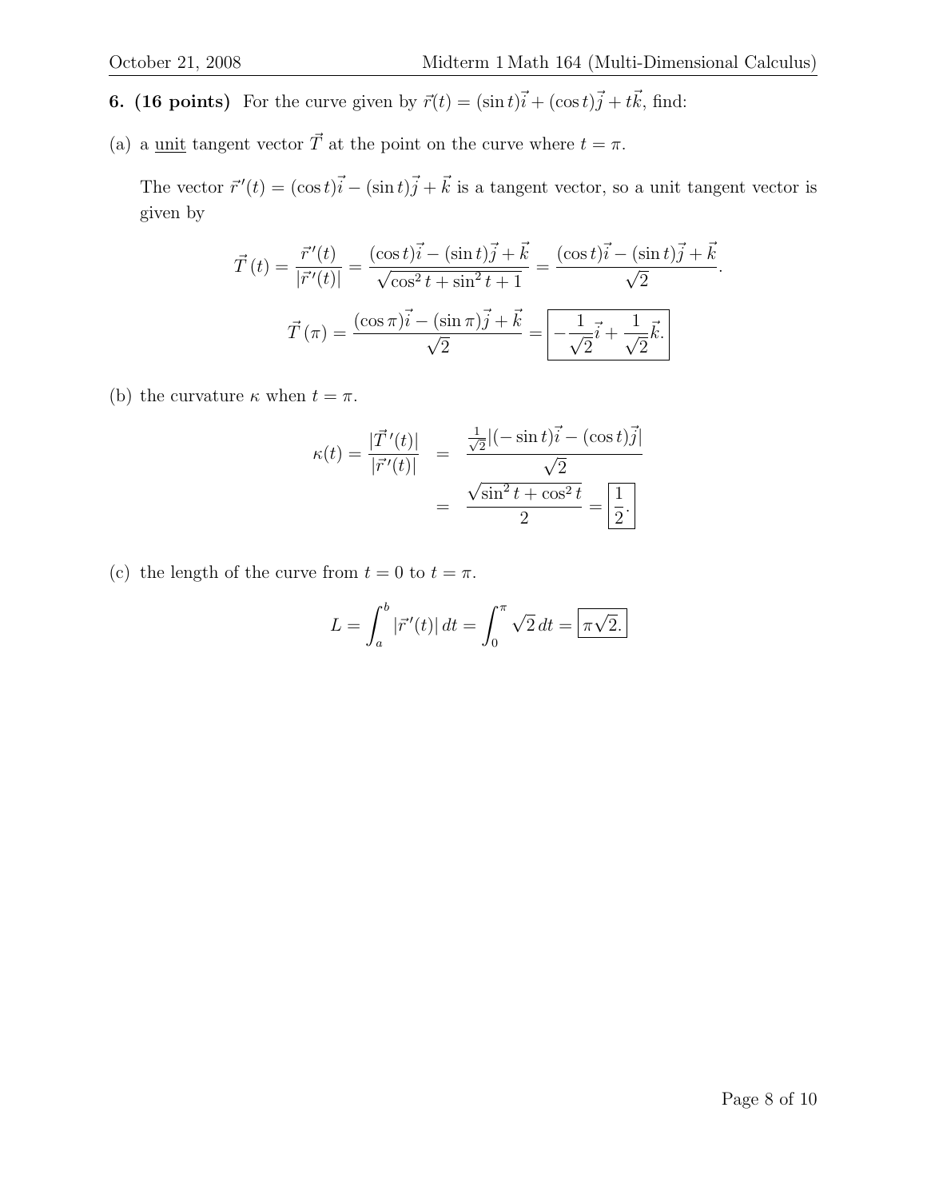**6. (16 points)** For the curve given by $\vec{r}(t) = (\sin t)\vec{i} + (\cos t)\vec{j} + t\vec{k}$, find:

(a) a unit tangent vector $\vec{T}$ at the point on the curve where $t = \pi$.

The vector $\vec{r}\,'(t) = (\cos t)\vec{i} - (\sin t)\vec{j} + \vec{k}$ is a tangent vector, so a unit tangent vector is given by

$$\vec{T}\,(t) = \frac{\vec{r}\,'(t)}{|\vec{r}\,'(t)|} = \frac{(\cos t)\vec{i} - (\sin t)\vec{j} + \vec{k}}{\sqrt{\cos^2 t + \sin^2 t + 1}} = \frac{(\cos t)\vec{i} - (\sin t)\vec{j} + \vec{k}}{\sqrt{2}}.$$

$$\vec{T}\,(\pi) = \frac{(\cos \pi)\vec{i} - (\sin \pi)\vec{j} + \vec{k}}{\sqrt{2}} = \boxed{-\frac{1}{\sqrt{2}}\vec{i} + \frac{1}{\sqrt{2}}\vec{k}.}$$

(b) the curvature $\kappa$ when $t = \pi$.

$$\kappa(t) = \frac{|\vec{T}\,'(t)|}{|\vec{r}\,'(t)|} = \frac{\frac{1}{\sqrt{2}}|(-\sin t)\vec{i} - (\cos t)\vec{j}|}{\sqrt{2}} = \frac{\sqrt{\sin^2 t + \cos^2 t}}{2} = \boxed{\frac{1}{2}.}$$

(c) the length of the curve from $t = 0$ to $t = \pi$.

$$L = \int_a^b |\vec{r}\,'(t)|\,dt = \int_0^\pi \sqrt{2}\,dt = \boxed{\pi\sqrt{2}.}$$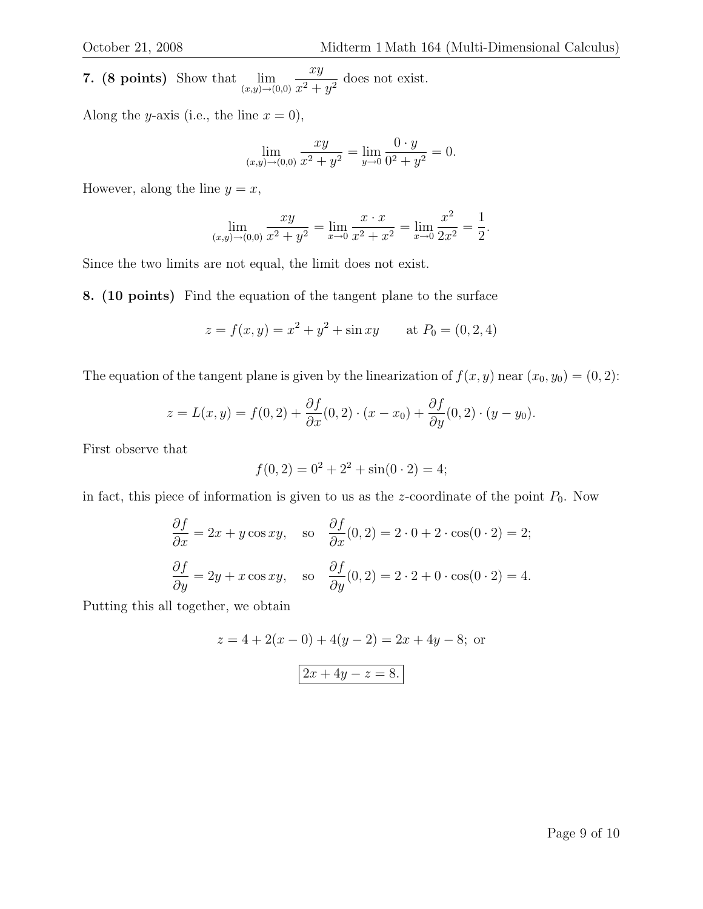**7. (8 points)** Show that $\lim_{(x,y)\to(0,0)} \frac{xy}{x^2+y^2}$ does not exist.

Along the $y$-axis (i.e., the line $x = 0$),

$$\lim_{(x,y)\to(0,0)} \frac{xy}{x^2+y^2} = \lim_{y\to 0} \frac{0 \cdot y}{0^2+y^2} = 0.$$

However, along the line $y = x$,

$$\lim_{(x,y)\to(0,0)} \frac{xy}{x^2+y^2} = \lim_{x\to 0} \frac{x \cdot x}{x^2+x^2} = \lim_{x\to 0} \frac{x^2}{2x^2} = \frac{1}{2}.$$

Since the two limits are not equal, the limit does not exist.

**8. (10 points)** Find the equation of the tangent plane to the surface

$$z = f(x,y) = x^2 + y^2 + \sin xy \qquad \text{at } P_0 = (0,2,4)$$

The equation of the tangent plane is given by the linearization of $f(x,y)$ near $(x_0,y_0) = (0,2)$:

$$z = L(x,y) = f(0,2) + \frac{\partial f}{\partial x}(0,2)\cdot(x - x_0) + \frac{\partial f}{\partial y}(0,2)\cdot(y-y_0).$$

First observe that

$$f(0,2) = 0^2 + 2^2 + \sin(0\cdot 2) = 4;$$

in fact, this piece of information is given to us as the $z$-coordinate of the point $P_0$. Now

$$\frac{\partial f}{\partial x} = 2x + y\cos xy, \quad \text{so} \quad \frac{\partial f}{\partial x}(0,2) = 2\cdot 0 + 2\cdot\cos(0\cdot 2) = 2;$$

$$\frac{\partial f}{\partial y} = 2y + x\cos xy, \quad \text{so} \quad \frac{\partial f}{\partial y}(0,2) = 2\cdot 2 + 0\cdot\cos(0\cdot 2) = 4.$$

Putting this all together, we obtain

$$z = 4 + 2(x-0) + 4(y-2) = 2x + 4y - 8; \text{ or}$$

$$\boxed{2x + 4y - z = 8.}$$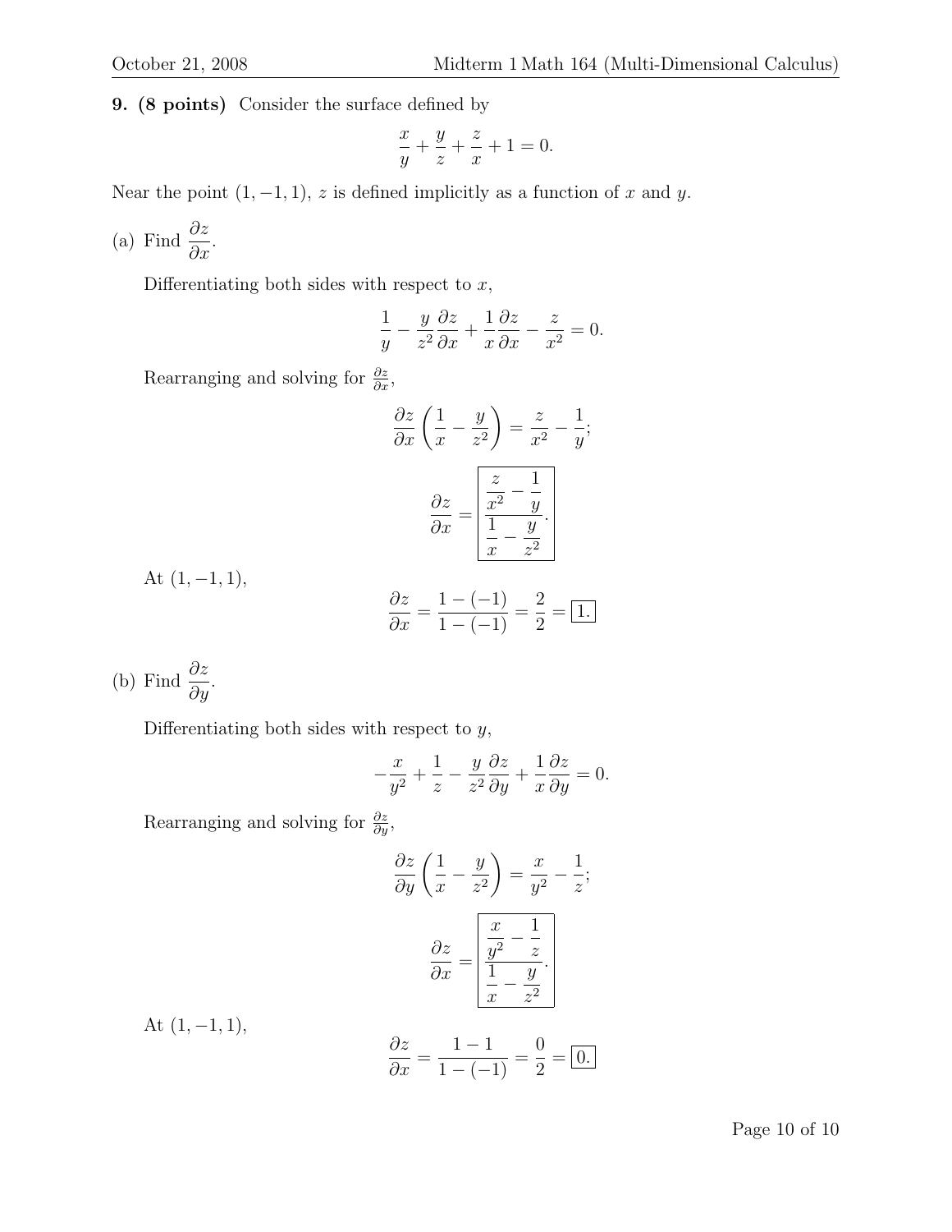**9. (8 points)** Consider the surface defined by

$$\frac{x}{y} + \frac{y}{z} + \frac{z}{x} + 1 = 0.$$

Near the point $(1, -1, 1)$, $z$ is defined implicitly as a function of $x$ and $y$.

(a) Find $\dfrac{\partial z}{\partial x}$.

Differentiating both sides with respect to $x$,

$$\frac{1}{y} - \frac{y}{z^2}\frac{\partial z}{\partial x} + \frac{1}{x}\frac{\partial z}{\partial x} - \frac{z}{x^2} = 0.$$

Rearranging and solving for $\frac{\partial z}{\partial x}$,

$$\frac{\partial z}{\partial x}\left(\frac{1}{x} - \frac{y}{z^2}\right) = \frac{z}{x^2} - \frac{1}{y};$$

$$\frac{\partial z}{\partial x} = \boxed{\frac{\frac{z}{x^2} - \frac{1}{y}}{\frac{1}{x} - \frac{y}{z^2}}}.$$

At $(1, -1, 1)$,

$$\frac{\partial z}{\partial x} = \frac{1 - (-1)}{1 - (-1)} = \frac{2}{2} = \boxed{1.}$$

(b) Find $\dfrac{\partial z}{\partial y}$.

Differentiating both sides with respect to $y$,

$$-\frac{x}{y^2} + \frac{1}{z} - \frac{y}{z^2}\frac{\partial z}{\partial y} + \frac{1}{x}\frac{\partial z}{\partial y} = 0.$$

Rearranging and solving for $\frac{\partial z}{\partial y}$,

$$\frac{\partial z}{\partial y}\left(\frac{1}{x} - \frac{y}{z^2}\right) = \frac{x}{y^2} - \frac{1}{z};$$

$$\frac{\partial z}{\partial x} = \boxed{\frac{\frac{x}{y^2} - \frac{1}{z}}{\frac{1}{x} - \frac{y}{z^2}}}.$$

At $(1, -1, 1)$,

$$\frac{\partial z}{\partial x} = \frac{1 - 1}{1 - (-1)} = \frac{0}{2} = \boxed{0.}$$